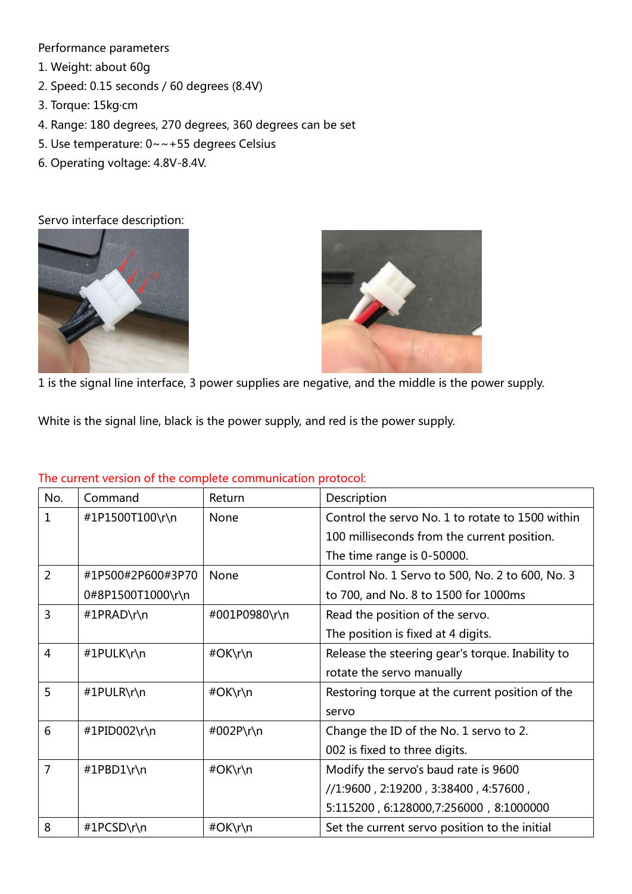Performance parameters

1. Weight: about 60g
2. Speed: 0.15 seconds / 60 degrees (8.4V)
3. Torque: 15kg·cm
4. Range: 180 degrees, 270 degrees, 360 degrees can be set
5. Use temperature: 0~~+55 degrees Celsius
6. Operating voltage: 4.8V-8.4V.

Servo interface description:

1 is the signal line interface, 3 power supplies are negative, and the middle is the power supply.

White is the signal line, black is the power supply, and red is the power supply.

The current version of the complete communication protocol:

| No. | Command | Return | Description |
|---|---|---|---|
| 1 | #1P1500T100\r\n | None | Control the servo No. 1 to rotate to 1500 within 100 milliseconds from the current position. The time range is 0-50000. |
| 2 | #1P500#2P600#3P700#8P1500T1000\r\n | None | Control No. 1 Servo to 500, No. 2 to 600, No. 3 to 700, and No. 8 to 1500 for 1000ms |
| 3 | #1PRAD\r\n | #001P0980\r\n | Read the position of the servo. The position is fixed at 4 digits. |
| 4 | #1PULK\r\n | #OK\r\n | Release the steering gear's torque. Inability to rotate the servo manually |
| 5 | #1PULR\r\n | #OK\r\n | Restoring torque at the current position of the servo |
| 6 | #1PID002\r\n | #002P\r\n | Change the ID of the No. 1 servo to 2. 002 is fixed to three digits. |
| 7 | #1PBD1\r\n | #OK\r\n | Modify the servo's baud rate is 9600 //1:9600 , 2:19200 , 3:38400 , 4:57600 , 5:115200 , 6:128000,7:256000 , 8:1000000 |
| 8 | #1PCSD\r\n | #OK\r\n | Set the current servo position to the initial |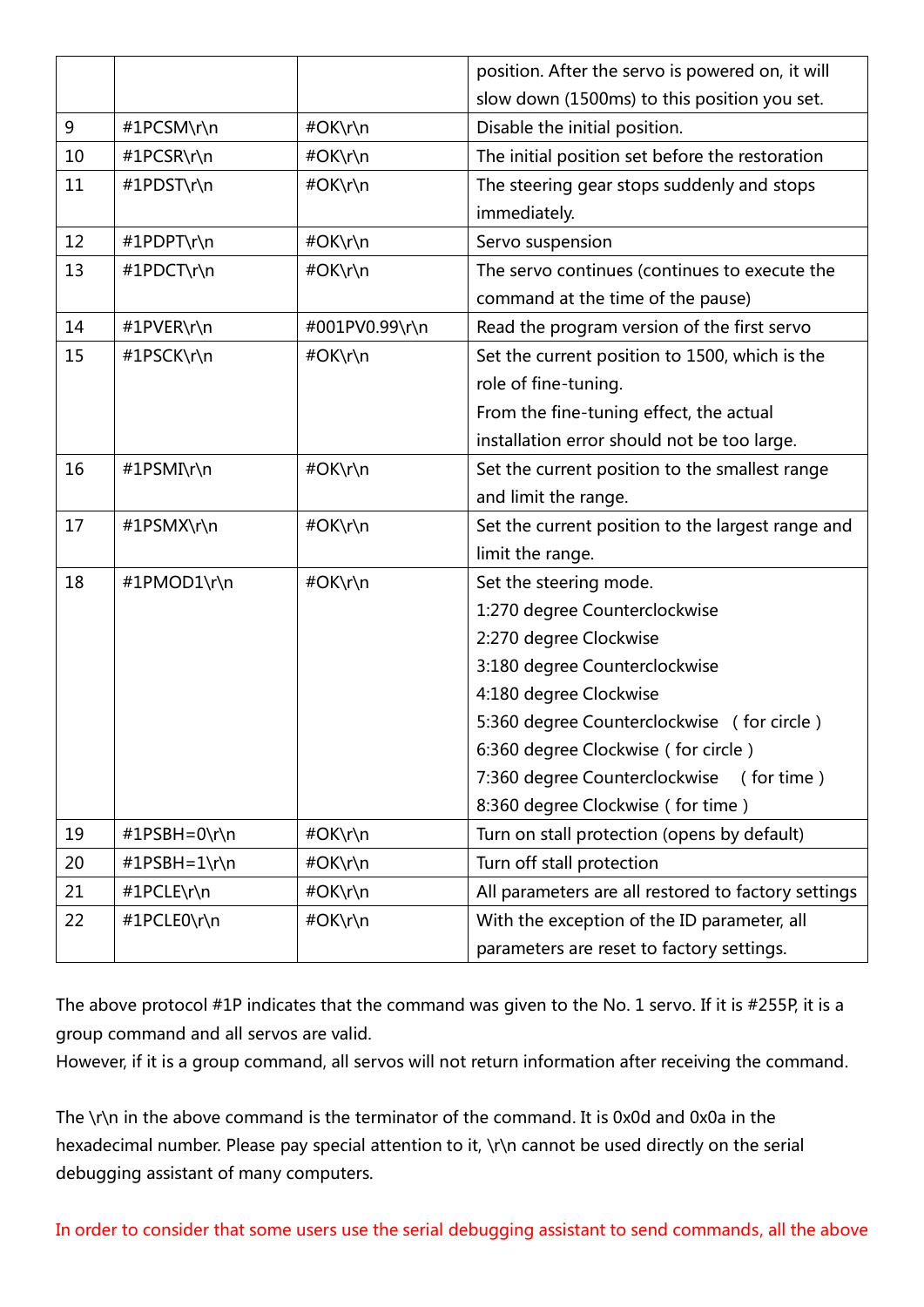| | | | position. After the servo is powered on, it will slow down (1500ms) to this position you set. |
|---|---|---|---|
| 9 | #1PCSM\r\n | #OK\r\n | Disable the initial position. |
| 10 | #1PCSR\r\n | #OK\r\n | The initial position set before the restoration |
| 11 | #1PDST\r\n | #OK\r\n | The steering gear stops suddenly and stops immediately. |
| 12 | #1PDPT\r\n | #OK\r\n | Servo suspension |
| 13 | #1PDCT\r\n | #OK\r\n | The servo continues (continues to execute the command at the time of the pause) |
| 14 | #1PVER\r\n | #001PV0.99\r\n | Read the program version of the first servo |
| 15 | #1PSCK\r\n | #OK\r\n | Set the current position to 1500, which is the role of fine-tuning.<br>From the fine-tuning effect, the actual installation error should not be too large. |
| 16 | #1PSMI\r\n | #OK\r\n | Set the current position to the smallest range and limit the range. |
| 17 | #1PSMX\r\n | #OK\r\n | Set the current position to the largest range and limit the range. |
| 18 | #1PMOD1\r\n | #OK\r\n | Set the steering mode.<br>1:270 degree Counterclockwise<br>2:270 degree Clockwise<br>3:180 degree Counterclockwise<br>4:180 degree Clockwise<br>5:360 degree Counterclockwise （for circle）<br>6:360 degree Clockwise（for circle）<br>7:360 degree Counterclockwise （for time）<br>8:360 degree Clockwise（for time） |
| 19 | #1PSBH=0\r\n | #OK\r\n | Turn on stall protection (opens by default) |
| 20 | #1PSBH=1\r\n | #OK\r\n | Turn off stall protection |
| 21 | #1PCLE\r\n | #OK\r\n | All parameters are all restored to factory settings |
| 22 | #1PCLE0\r\n | #OK\r\n | With the exception of the ID parameter, all parameters are reset to factory settings. |

The above protocol #1P indicates that the command was given to the No. 1 servo. If it is #255P, it is a group command and all servos are valid.
However, if it is a group command, all servos will not return information after receiving the command.

The \r\n in the above command is the terminator of the command. It is 0x0d and 0x0a in the hexadecimal number. Please pay special attention to it, \r\n cannot be used directly on the serial debugging assistant of many computers.

In order to consider that some users use the serial debugging assistant to send commands, all the above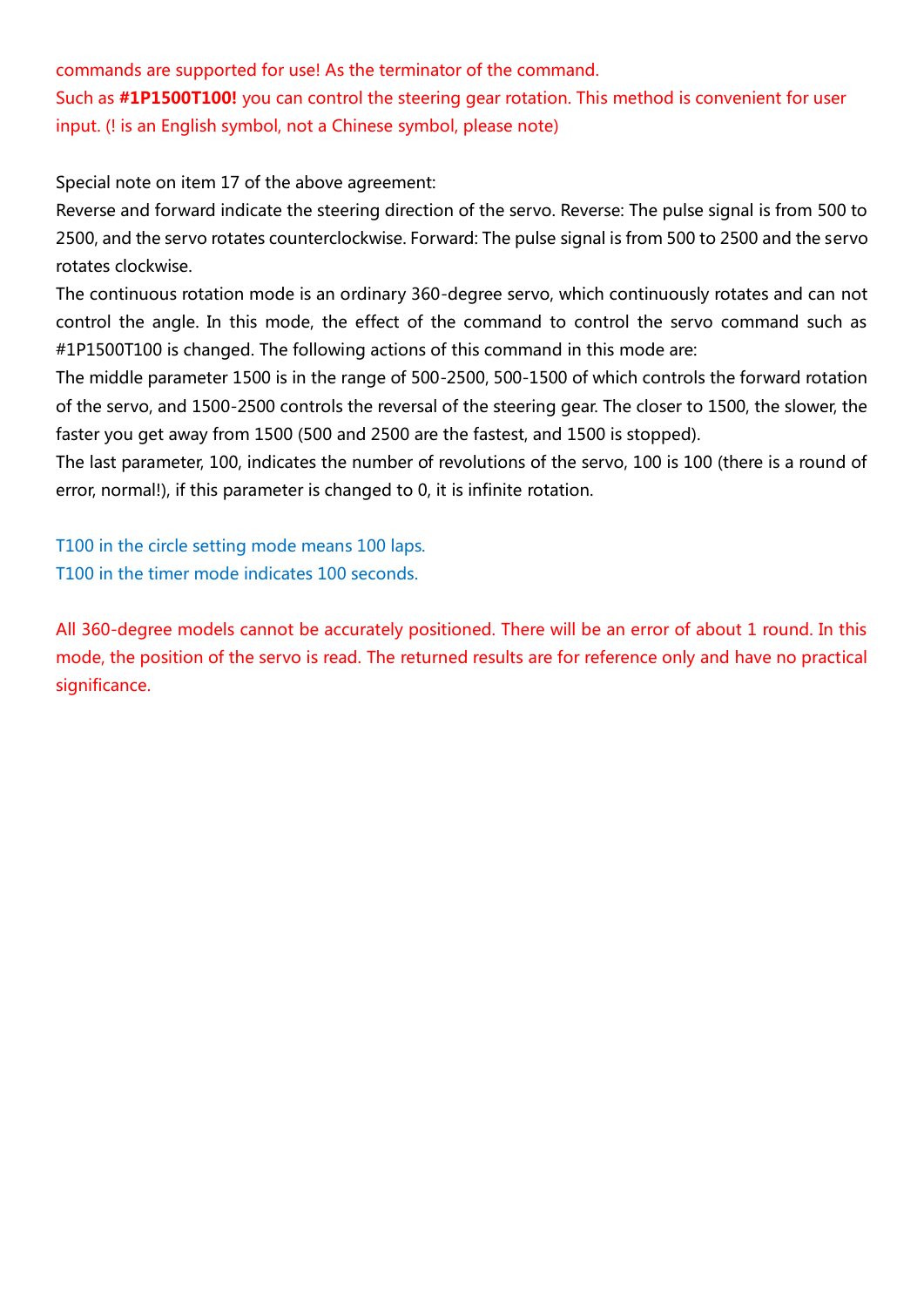commands are supported for use! As the terminator of the command.
Such as **#1P1500T100!** you can control the steering gear rotation. This method is convenient for user input. (! is an English symbol, not a Chinese symbol, please note)

Special note on item 17 of the above agreement:
Reverse and forward indicate the steering direction of the servo. Reverse: The pulse signal is from 500 to 2500, and the servo rotates counterclockwise. Forward: The pulse signal is from 500 to 2500 and the servo rotates clockwise.
The continuous rotation mode is an ordinary 360-degree servo, which continuously rotates and can not control the angle. In this mode, the effect of the command to control the servo command such as #1P1500T100 is changed. The following actions of this command in this mode are:
The middle parameter 1500 is in the range of 500-2500, 500-1500 of which controls the forward rotation of the servo, and 1500-2500 controls the reversal of the steering gear. The closer to 1500, the slower, the faster you get away from 1500 (500 and 2500 are the fastest, and 1500 is stopped).
The last parameter, 100, indicates the number of revolutions of the servo, 100 is 100 (there is a round of error, normal!), if this parameter is changed to 0, it is infinite rotation.

T100 in the circle setting mode means 100 laps.
T100 in the timer mode indicates 100 seconds.

All 360-degree models cannot be accurately positioned. There will be an error of about 1 round. In this mode, the position of the servo is read. The returned results are for reference only and have no practical significance.